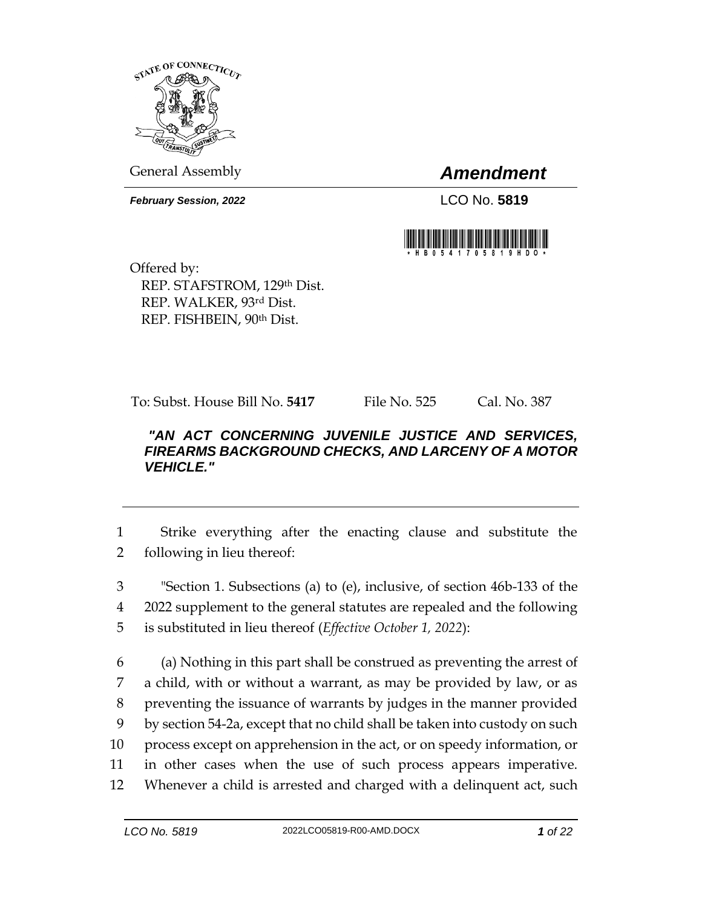General Assembly

# *Amendment*

***February Session, 2022***

LCO No. **5819**

Offered by:
REP. STAFSTROM, 129th Dist.
REP. WALKER, 93rd Dist.
REP. FISHBEIN, 90th Dist.

To: Subst. House Bill No. **5417** File No. 525 Cal. No. 387

***"AN ACT CONCERNING JUVENILE JUSTICE AND SERVICES, FIREARMS BACKGROUND CHECKS, AND LARCENY OF A MOTOR VEHICLE."***

---

1 Strike everything after the enacting clause and substitute the
2 following in lieu thereof:

3 "Section 1. Subsections (a) to (e), inclusive, of section 46b-133 of the
4 2022 supplement to the general statutes are repealed and the following
5 is substituted in lieu thereof (*Effective October 1, 2022*):

6 (a) Nothing in this part shall be construed as preventing the arrest of
7 a child, with or without a warrant, as may be provided by law, or as
8 preventing the issuance of warrants by judges in the manner provided
9 by section 54-2a, except that no child shall be taken into custody on such
10 process except on apprehension in the act, or on speedy information, or
11 in other cases when the use of such process appears imperative.
12 Whenever a child is arrested and charged with a delinquent act, such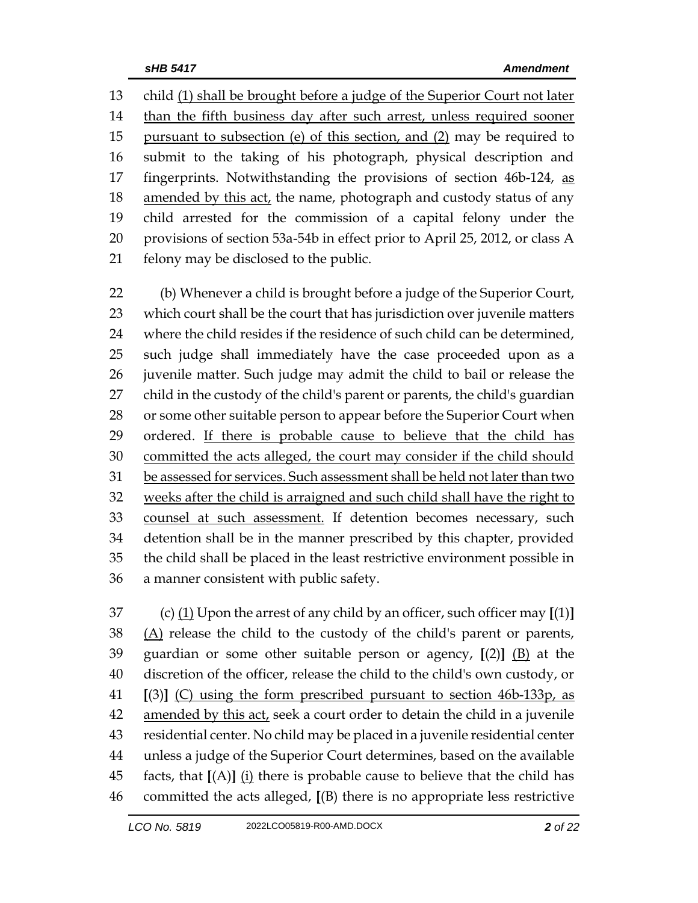child (1) shall be brought before a judge of the Superior Court not later than the fifth business day after such arrest, unless required sooner pursuant to subsection (e) of this section, and (2) may be required to submit to the taking of his photograph, physical description and fingerprints. Notwithstanding the provisions of section 46b-124, as amended by this act, the name, photograph and custody status of any child arrested for the commission of a capital felony under the provisions of section 53a-54b in effect prior to April 25, 2012, or class A felony may be disclosed to the public.

(b) Whenever a child is brought before a judge of the Superior Court, which court shall be the court that has jurisdiction over juvenile matters where the child resides if the residence of such child can be determined, such judge shall immediately have the case proceeded upon as a juvenile matter. Such judge may admit the child to bail or release the child in the custody of the child's parent or parents, the child's guardian or some other suitable person to appear before the Superior Court when ordered. If there is probable cause to believe that the child has committed the acts alleged, the court may consider if the child should be assessed for services. Such assessment shall be held not later than two weeks after the child is arraigned and such child shall have the right to counsel at such assessment. If detention becomes necessary, such detention shall be in the manner prescribed by this chapter, provided the child shall be placed in the least restrictive environment possible in a manner consistent with public safety.

(c) (1) Upon the arrest of any child by an officer, such officer may **[**(1)**]** (A) release the child to the custody of the child's parent or parents, guardian or some other suitable person or agency, **[**(2)**]** (B) at the discretion of the officer, release the child to the child's own custody, or **[**(3)**]** (C) using the form prescribed pursuant to section 46b-133p, as amended by this act, seek a court order to detain the child in a juvenile residential center. No child may be placed in a juvenile residential center unless a judge of the Superior Court determines, based on the available facts, that **[**(A)**]** (i) there is probable cause to believe that the child has committed the acts alleged, **[**(B) there is no appropriate less restrictive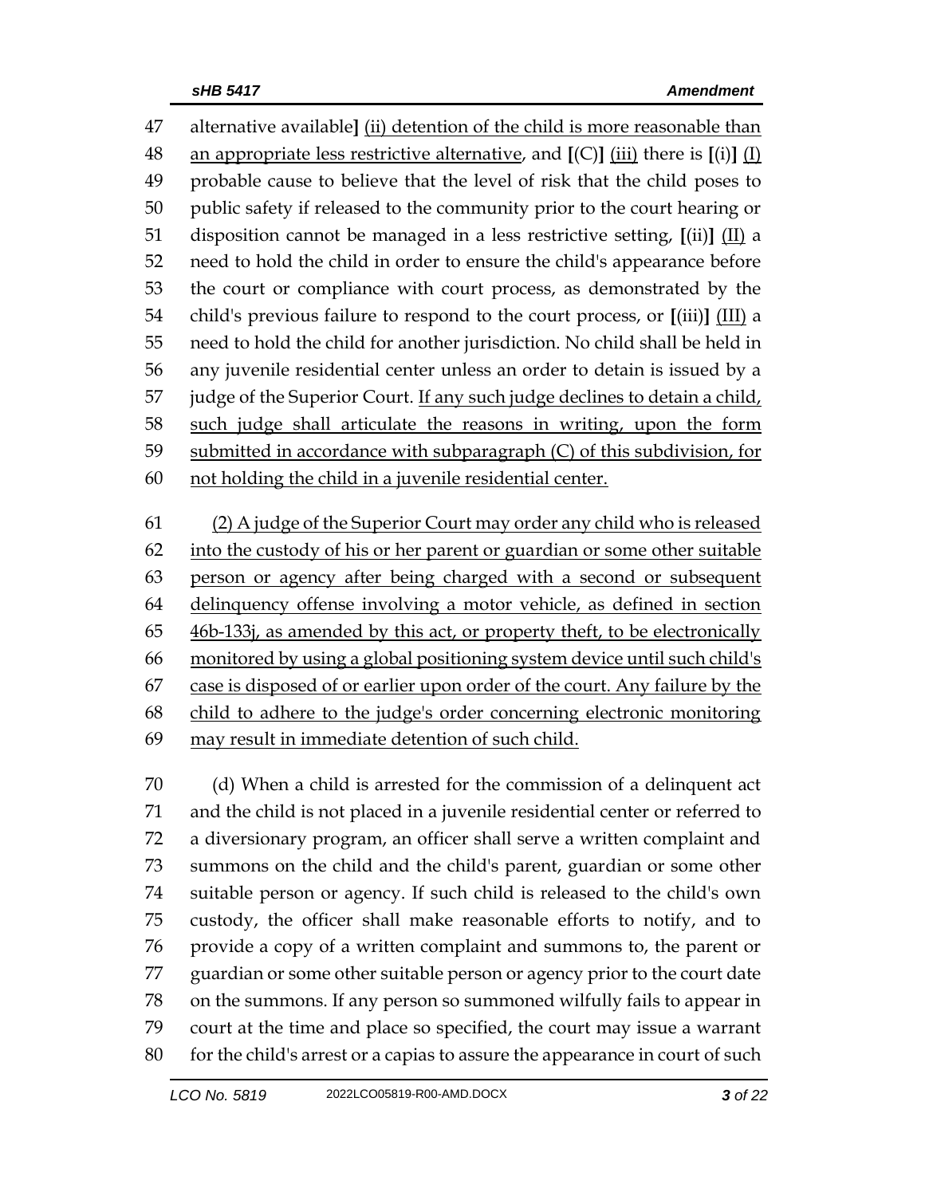47 alternative available**]** (ii) detention of the child is more reasonable than
48 an appropriate less restrictive alternative, and **[**(C)**]** (iii) there is **[**(i)**]** (I)
49 probable cause to believe that the level of risk that the child poses to
50 public safety if released to the community prior to the court hearing or
51 disposition cannot be managed in a less restrictive setting, **[**(ii)**]** (II) a
52 need to hold the child in order to ensure the child's appearance before
53 the court or compliance with court process, as demonstrated by the
54 child's previous failure to respond to the court process, or **[**(iii)**]** (III) a
55 need to hold the child for another jurisdiction. No child shall be held in
56 any juvenile residential center unless an order to detain is issued by a
57 judge of the Superior Court. If any such judge declines to detain a child,
58 such judge shall articulate the reasons in writing, upon the form
59 submitted in accordance with subparagraph (C) of this subdivision, for
60 not holding the child in a juvenile residential center.

61 (2) A judge of the Superior Court may order any child who is released
62 into the custody of his or her parent or guardian or some other suitable
63 person or agency after being charged with a second or subsequent
64 delinquency offense involving a motor vehicle, as defined in section
65 46b-133j, as amended by this act, or property theft, to be electronically
66 monitored by using a global positioning system device until such child's
67 case is disposed of or earlier upon order of the court. Any failure by the
68 child to adhere to the judge's order concerning electronic monitoring
69 may result in immediate detention of such child.

70 (d) When a child is arrested for the commission of a delinquent act
71 and the child is not placed in a juvenile residential center or referred to
72 a diversionary program, an officer shall serve a written complaint and
73 summons on the child and the child's parent, guardian or some other
74 suitable person or agency. If such child is released to the child's own
75 custody, the officer shall make reasonable efforts to notify, and to
76 provide a copy of a written complaint and summons to, the parent or
77 guardian or some other suitable person or agency prior to the court date
78 on the summons. If any person so summoned wilfully fails to appear in
79 court at the time and place so specified, the court may issue a warrant
80 for the child's arrest or a capias to assure the appearance in court of such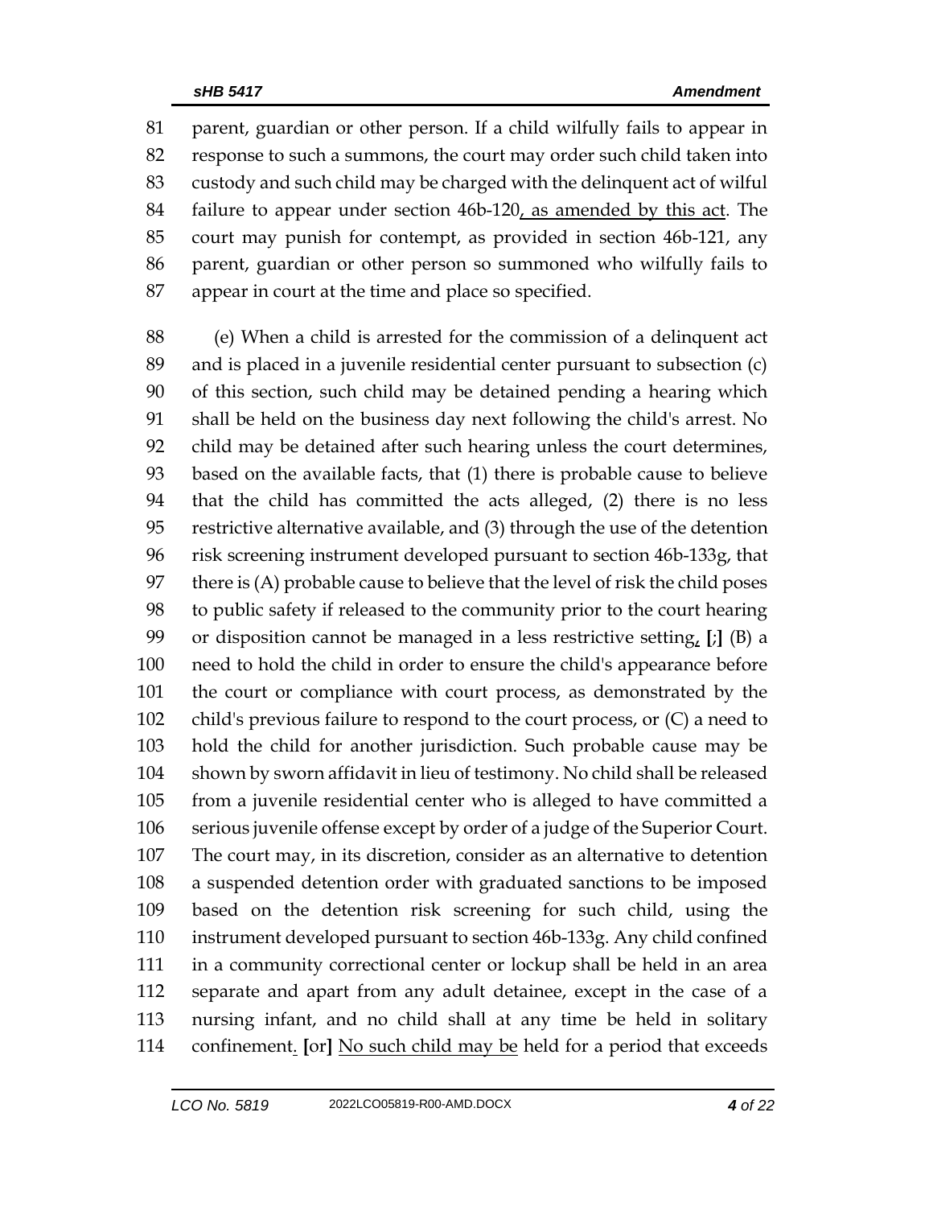parent, guardian or other person. If a child wilfully fails to appear in response to such a summons, the court may order such child taken into custody and such child may be charged with the delinquent act of wilful failure to appear under section 46b-120, as amended by this act. The court may punish for contempt, as provided in section 46b-121, any parent, guardian or other person so summoned who wilfully fails to appear in court at the time and place so specified.

(e) When a child is arrested for the commission of a delinquent act and is placed in a juvenile residential center pursuant to subsection (c) of this section, such child may be detained pending a hearing which shall be held on the business day next following the child's arrest. No child may be detained after such hearing unless the court determines, based on the available facts, that (1) there is probable cause to believe that the child has committed the acts alleged, (2) there is no less restrictive alternative available, and (3) through the use of the detention risk screening instrument developed pursuant to section 46b-133g, that there is (A) probable cause to believe that the level of risk the child poses to public safety if released to the community prior to the court hearing or disposition cannot be managed in a less restrictive setting, **[**;**]** (B) a need to hold the child in order to ensure the child's appearance before the court or compliance with court process, as demonstrated by the child's previous failure to respond to the court process, or (C) a need to hold the child for another jurisdiction. Such probable cause may be shown by sworn affidavit in lieu of testimony. No child shall be released from a juvenile residential center who is alleged to have committed a serious juvenile offense except by order of a judge of the Superior Court. The court may, in its discretion, consider as an alternative to detention a suspended detention order with graduated sanctions to be imposed based on the detention risk screening for such child, using the instrument developed pursuant to section 46b-133g. Any child confined in a community correctional center or lockup shall be held in an area separate and apart from any adult detainee, except in the case of a nursing infant, and no child shall at any time be held in solitary confinement. **[**or**]** No such child may be held for a period that exceeds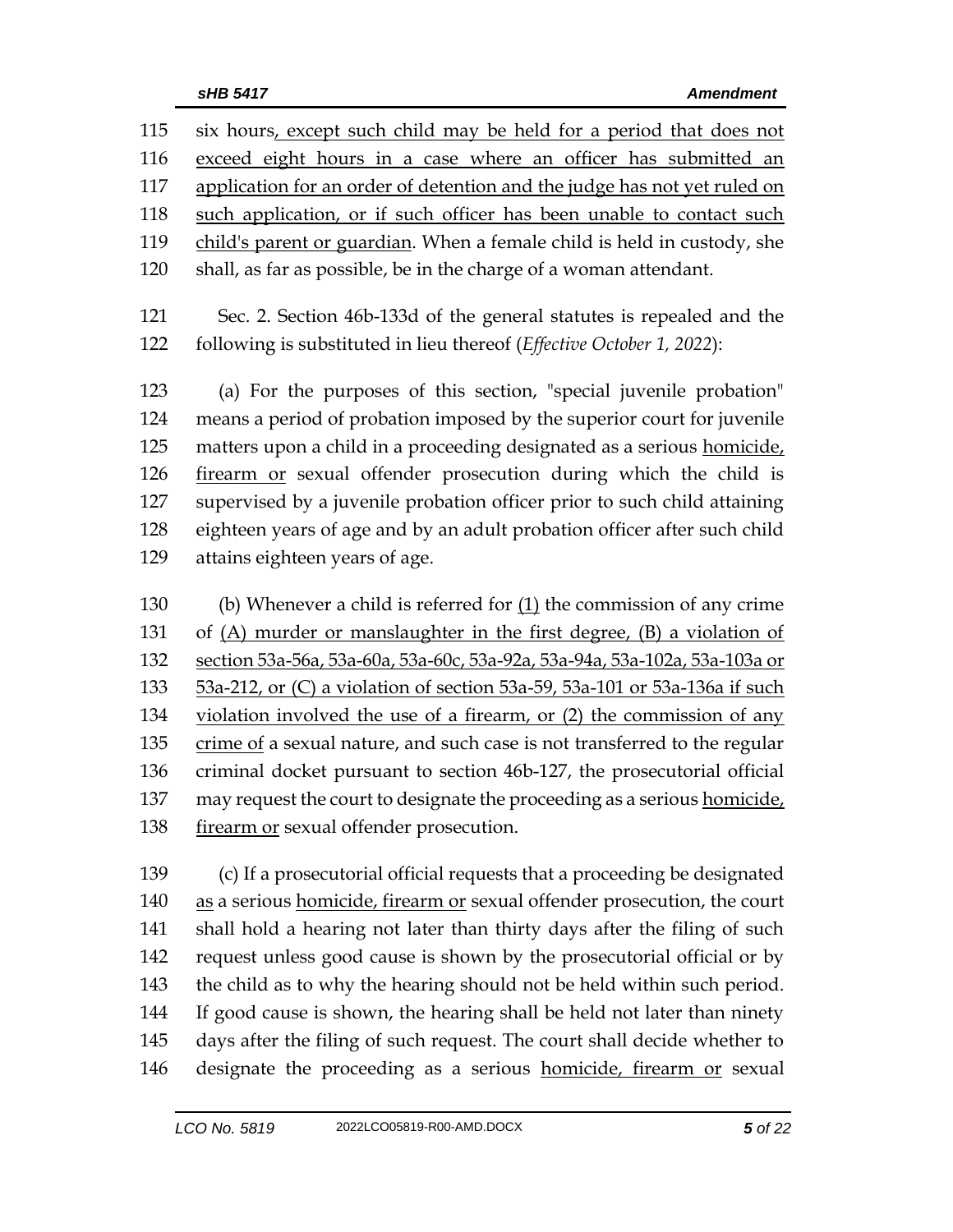115 six hours, except such child may be held for a period that does not
116 exceed eight hours in a case where an officer has submitted an
117 application for an order of detention and the judge has not yet ruled on
118 such application, or if such officer has been unable to contact such
119 child's parent or guardian. When a female child is held in custody, she
120 shall, as far as possible, be in the charge of a woman attendant.

121 Sec. 2. Section 46b-133d of the general statutes is repealed and the
122 following is substituted in lieu thereof (*Effective October 1, 2022*):

123 (a) For the purposes of this section, "special juvenile probation"
124 means a period of probation imposed by the superior court for juvenile
125 matters upon a child in a proceeding designated as a serious homicide,
126 firearm or sexual offender prosecution during which the child is
127 supervised by a juvenile probation officer prior to such child attaining
128 eighteen years of age and by an adult probation officer after such child
129 attains eighteen years of age.

130 (b) Whenever a child is referred for (1) the commission of any crime
131 of (A) murder or manslaughter in the first degree, (B) a violation of
132 section 53a-56a, 53a-60a, 53a-60c, 53a-92a, 53a-94a, 53a-102a, 53a-103a or
133 53a-212, or (C) a violation of section 53a-59, 53a-101 or 53a-136a if such
134 violation involved the use of a firearm, or (2) the commission of any
135 crime of a sexual nature, and such case is not transferred to the regular
136 criminal docket pursuant to section 46b-127, the prosecutorial official
137 may request the court to designate the proceeding as a serious homicide,
138 firearm or sexual offender prosecution.

139 (c) If a prosecutorial official requests that a proceeding be designated
140 as a serious homicide, firearm or sexual offender prosecution, the court
141 shall hold a hearing not later than thirty days after the filing of such
142 request unless good cause is shown by the prosecutorial official or by
143 the child as to why the hearing should not be held within such period.
144 If good cause is shown, the hearing shall be held not later than ninety
145 days after the filing of such request. The court shall decide whether to
146 designate the proceeding as a serious homicide, firearm or sexual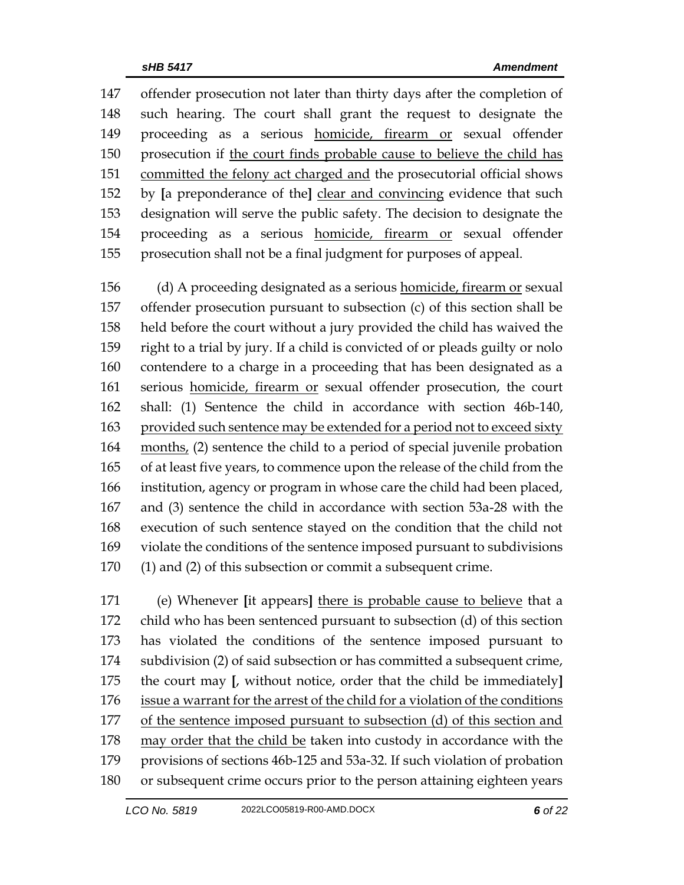147 offender prosecution not later than thirty days after the completion of
148 such hearing. The court shall grant the request to designate the
149 proceeding as a serious <u>homicide, firearm or</u> sexual offender
150 prosecution if <u>the court finds probable cause to believe the child has</u>
151 <u>committed the felony act charged and</u> the prosecutorial official shows
152 by **[**a preponderance of the**]** <u>clear and convincing</u> evidence that such
153 designation will serve the public safety. The decision to designate the
154 proceeding as a serious <u>homicide, firearm or</u> sexual offender
155 prosecution shall not be a final judgment for purposes of appeal.

156 (d) A proceeding designated as a serious <u>homicide, firearm or</u> sexual
157 offender prosecution pursuant to subsection (c) of this section shall be
158 held before the court without a jury provided the child has waived the
159 right to a trial by jury. If a child is convicted of or pleads guilty or nolo
160 contendere to a charge in a proceeding that has been designated as a
161 serious <u>homicide, firearm or</u> sexual offender prosecution, the court
162 shall: (1) Sentence the child in accordance with section 46b-140,
163 <u>provided such sentence may be extended for a period not to exceed sixty</u>
164 <u>months,</u> (2) sentence the child to a period of special juvenile probation
165 of at least five years, to commence upon the release of the child from the
166 institution, agency or program in whose care the child had been placed,
167 and (3) sentence the child in accordance with section 53a-28 with the
168 execution of such sentence stayed on the condition that the child not
169 violate the conditions of the sentence imposed pursuant to subdivisions
170 (1) and (2) of this subsection or commit a subsequent crime.

171 (e) Whenever **[**it appears**]** <u>there is probable cause to believe</u> that a
172 child who has been sentenced pursuant to subsection (d) of this section
173 has violated the conditions of the sentence imposed pursuant to
174 subdivision (2) of said subsection or has committed a subsequent crime,
175 the court may **[**, without notice, order that the child be immediately**]**
176 <u>issue a warrant for the arrest of the child for a violation of the conditions</u>
177 <u>of the sentence imposed pursuant to subsection (d) of this section and</u>
178 <u>may order that the child be</u> taken into custody in accordance with the
179 provisions of sections 46b-125 and 53a-32. If such violation of probation
180 or subsequent crime occurs prior to the person attaining eighteen years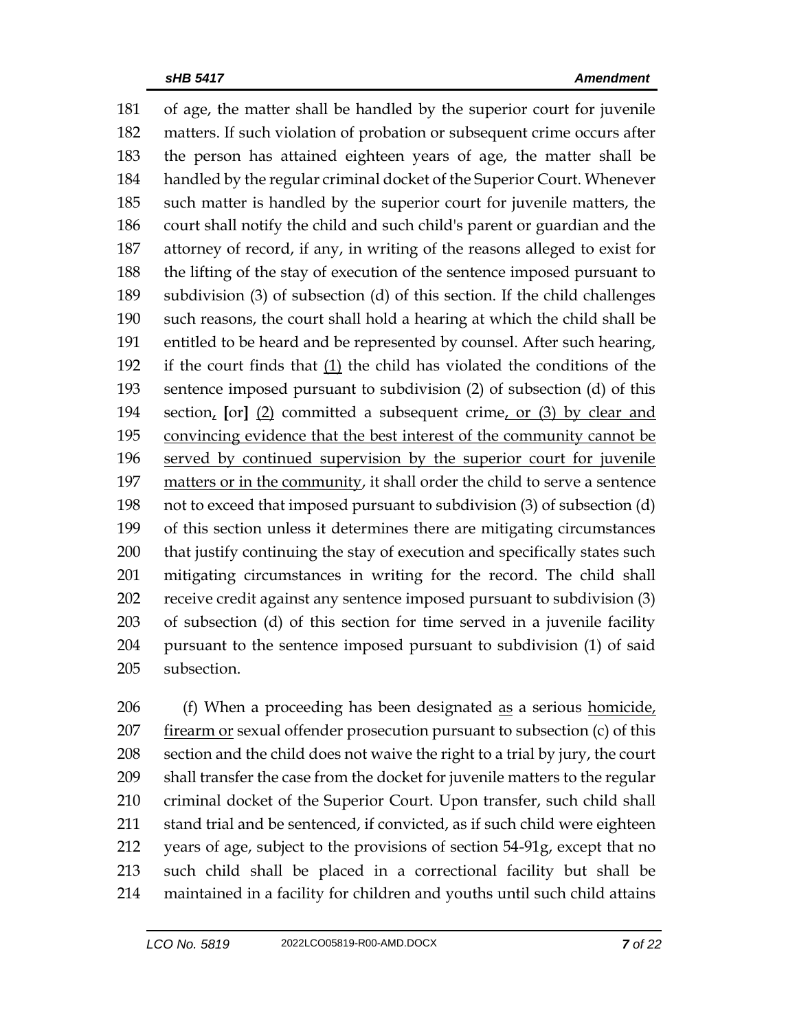181 of age, the matter shall be handled by the superior court for juvenile
182 matters. If such violation of probation or subsequent crime occurs after
183 the person has attained eighteen years of age, the matter shall be
184 handled by the regular criminal docket of the Superior Court. Whenever
185 such matter is handled by the superior court for juvenile matters, the
186 court shall notify the child and such child's parent or guardian and the
187 attorney of record, if any, in writing of the reasons alleged to exist for
188 the lifting of the stay of execution of the sentence imposed pursuant to
189 subdivision (3) of subsection (d) of this section. If the child challenges
190 such reasons, the court shall hold a hearing at which the child shall be
191 entitled to be heard and be represented by counsel. After such hearing,
192 if the court finds that <u>(1)</u> the child has violated the conditions of the
193 sentence imposed pursuant to subdivision (2) of subsection (d) of this
194 section<u>,</u> **[**or**]** <u>(2)</u> committed a subsequent crime<u>, or (3) by clear and</u>
195 <u>convincing evidence that the best interest of the community cannot be</u>
196 <u>served by continued supervision by the superior court for juvenile</u>
197 <u>matters or in the community</u>, it shall order the child to serve a sentence
198 not to exceed that imposed pursuant to subdivision (3) of subsection (d)
199 of this section unless it determines there are mitigating circumstances
200 that justify continuing the stay of execution and specifically states such
201 mitigating circumstances in writing for the record. The child shall
202 receive credit against any sentence imposed pursuant to subdivision (3)
203 of subsection (d) of this section for time served in a juvenile facility
204 pursuant to the sentence imposed pursuant to subdivision (1) of said
205 subsection.

206 (f) When a proceeding has been designated <u>as</u> a serious <u>homicide,</u>
207 <u>firearm or</u> sexual offender prosecution pursuant to subsection (c) of this
208 section and the child does not waive the right to a trial by jury, the court
209 shall transfer the case from the docket for juvenile matters to the regular
210 criminal docket of the Superior Court. Upon transfer, such child shall
211 stand trial and be sentenced, if convicted, as if such child were eighteen
212 years of age, subject to the provisions of section 54-91g, except that no
213 such child shall be placed in a correctional facility but shall be
214 maintained in a facility for children and youths until such child attains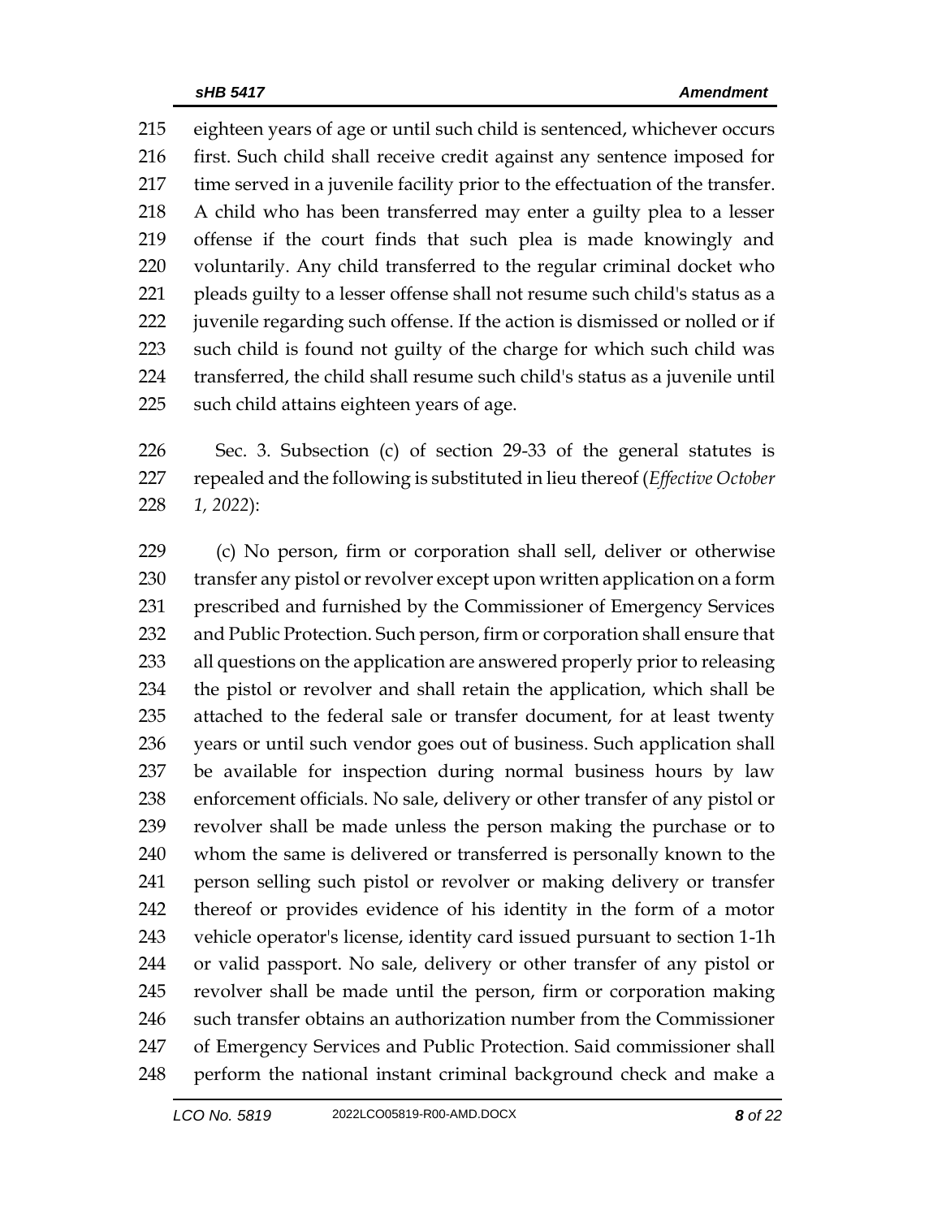eighteen years of age or until such child is sentenced, whichever occurs first. Such child shall receive credit against any sentence imposed for time served in a juvenile facility prior to the effectuation of the transfer. A child who has been transferred may enter a guilty plea to a lesser offense if the court finds that such plea is made knowingly and voluntarily. Any child transferred to the regular criminal docket who pleads guilty to a lesser offense shall not resume such child's status as a juvenile regarding such offense. If the action is dismissed or nolled or if such child is found not guilty of the charge for which such child was transferred, the child shall resume such child's status as a juvenile until such child attains eighteen years of age.

Sec. 3. Subsection (c) of section 29-33 of the general statutes is repealed and the following is substituted in lieu thereof (*Effective October 1, 2022*):

(c) No person, firm or corporation shall sell, deliver or otherwise transfer any pistol or revolver except upon written application on a form prescribed and furnished by the Commissioner of Emergency Services and Public Protection. Such person, firm or corporation shall ensure that all questions on the application are answered properly prior to releasing the pistol or revolver and shall retain the application, which shall be attached to the federal sale or transfer document, for at least twenty years or until such vendor goes out of business. Such application shall be available for inspection during normal business hours by law enforcement officials. No sale, delivery or other transfer of any pistol or revolver shall be made unless the person making the purchase or to whom the same is delivered or transferred is personally known to the person selling such pistol or revolver or making delivery or transfer thereof or provides evidence of his identity in the form of a motor vehicle operator's license, identity card issued pursuant to section 1-1h or valid passport. No sale, delivery or other transfer of any pistol or revolver shall be made until the person, firm or corporation making such transfer obtains an authorization number from the Commissioner of Emergency Services and Public Protection. Said commissioner shall perform the national instant criminal background check and make a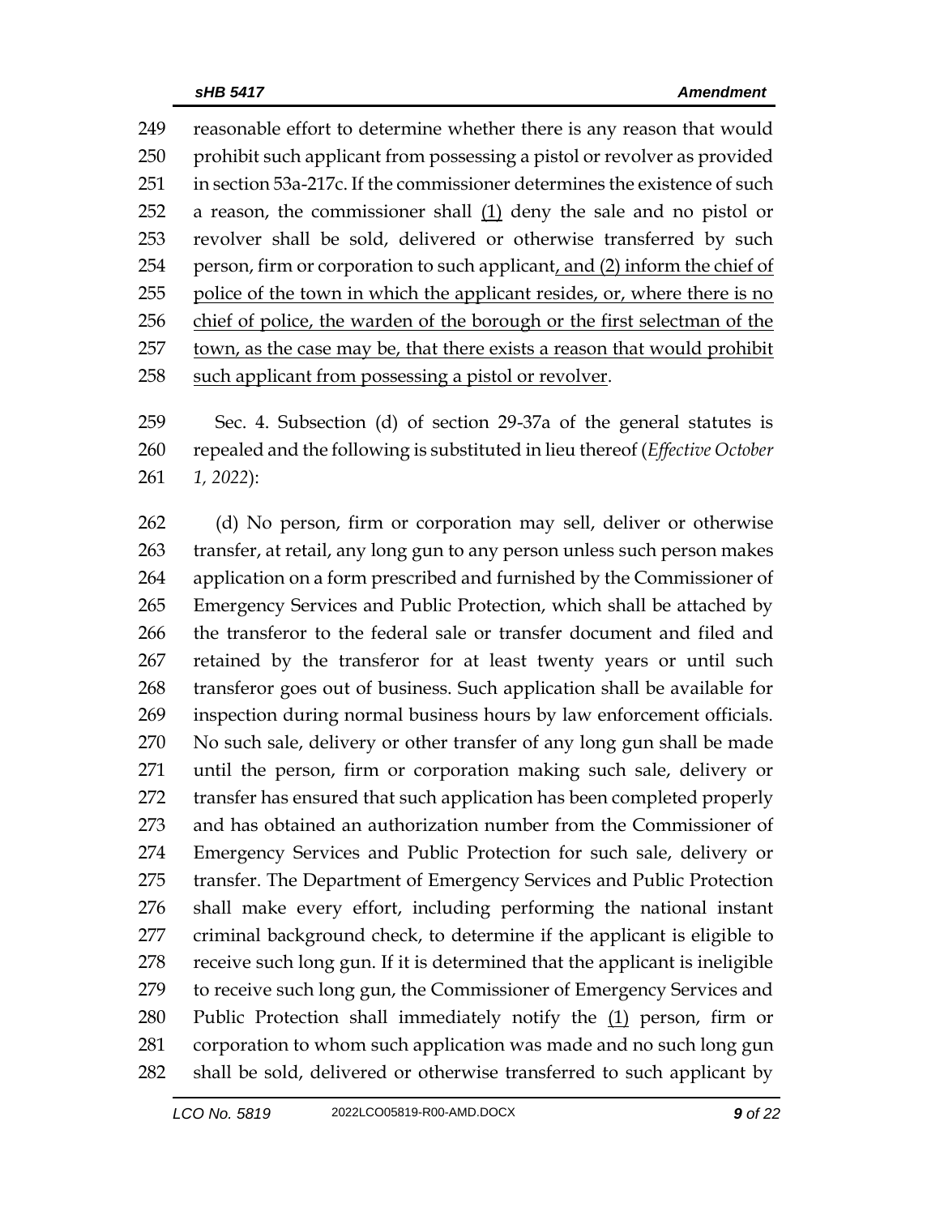reasonable effort to determine whether there is any reason that would prohibit such applicant from possessing a pistol or revolver as provided in section 53a-217c. If the commissioner determines the existence of such a reason, the commissioner shall (1) deny the sale and no pistol or revolver shall be sold, delivered or otherwise transferred by such person, firm or corporation to such applicant, and (2) inform the chief of police of the town in which the applicant resides, or, where there is no chief of police, the warden of the borough or the first selectman of the town, as the case may be, that there exists a reason that would prohibit such applicant from possessing a pistol or revolver.

Sec. 4. Subsection (d) of section 29-37a of the general statutes is repealed and the following is substituted in lieu thereof (*Effective October 1, 2022*):

(d) No person, firm or corporation may sell, deliver or otherwise transfer, at retail, any long gun to any person unless such person makes application on a form prescribed and furnished by the Commissioner of Emergency Services and Public Protection, which shall be attached by the transferor to the federal sale or transfer document and filed and retained by the transferor for at least twenty years or until such transferor goes out of business. Such application shall be available for inspection during normal business hours by law enforcement officials. No such sale, delivery or other transfer of any long gun shall be made until the person, firm or corporation making such sale, delivery or transfer has ensured that such application has been completed properly and has obtained an authorization number from the Commissioner of Emergency Services and Public Protection for such sale, delivery or transfer. The Department of Emergency Services and Public Protection shall make every effort, including performing the national instant criminal background check, to determine if the applicant is eligible to receive such long gun. If it is determined that the applicant is ineligible to receive such long gun, the Commissioner of Emergency Services and Public Protection shall immediately notify the (1) person, firm or corporation to whom such application was made and no such long gun shall be sold, delivered or otherwise transferred to such applicant by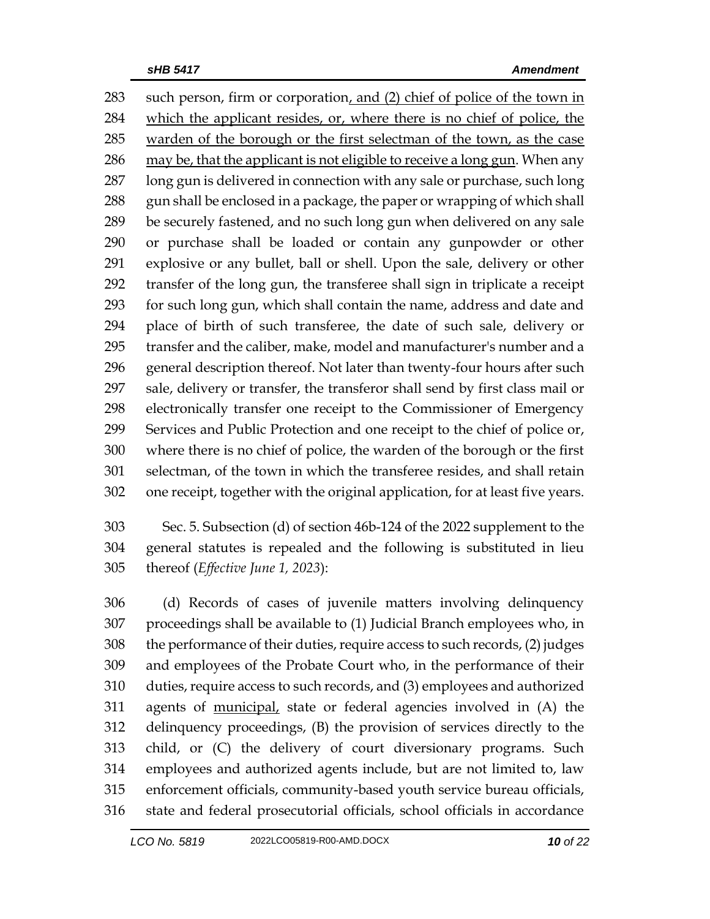283 such person, firm or corporation, and (2) chief of police of the town in
284 which the applicant resides, or, where there is no chief of police, the
285 warden of the borough or the first selectman of the town, as the case
286 may be, that the applicant is not eligible to receive a long gun. When any
287 long gun is delivered in connection with any sale or purchase, such long
288 gun shall be enclosed in a package, the paper or wrapping of which shall
289 be securely fastened, and no such long gun when delivered on any sale
290 or purchase shall be loaded or contain any gunpowder or other
291 explosive or any bullet, ball or shell. Upon the sale, delivery or other
292 transfer of the long gun, the transferee shall sign in triplicate a receipt
293 for such long gun, which shall contain the name, address and date and
294 place of birth of such transferee, the date of such sale, delivery or
295 transfer and the caliber, make, model and manufacturer's number and a
296 general description thereof. Not later than twenty-four hours after such
297 sale, delivery or transfer, the transferor shall send by first class mail or
298 electronically transfer one receipt to the Commissioner of Emergency
299 Services and Public Protection and one receipt to the chief of police or,
300 where there is no chief of police, the warden of the borough or the first
301 selectman, of the town in which the transferee resides, and shall retain
302 one receipt, together with the original application, for at least five years.

303 Sec. 5. Subsection (d) of section 46b-124 of the 2022 supplement to the
304 general statutes is repealed and the following is substituted in lieu
305 thereof (*Effective June 1, 2023*):

306 (d) Records of cases of juvenile matters involving delinquency
307 proceedings shall be available to (1) Judicial Branch employees who, in
308 the performance of their duties, require access to such records, (2) judges
309 and employees of the Probate Court who, in the performance of their
310 duties, require access to such records, and (3) employees and authorized
311 agents of municipal, state or federal agencies involved in (A) the
312 delinquency proceedings, (B) the provision of services directly to the
313 child, or (C) the delivery of court diversionary programs. Such
314 employees and authorized agents include, but are not limited to, law
315 enforcement officials, community-based youth service bureau officials,
316 state and federal prosecutorial officials, school officials in accordance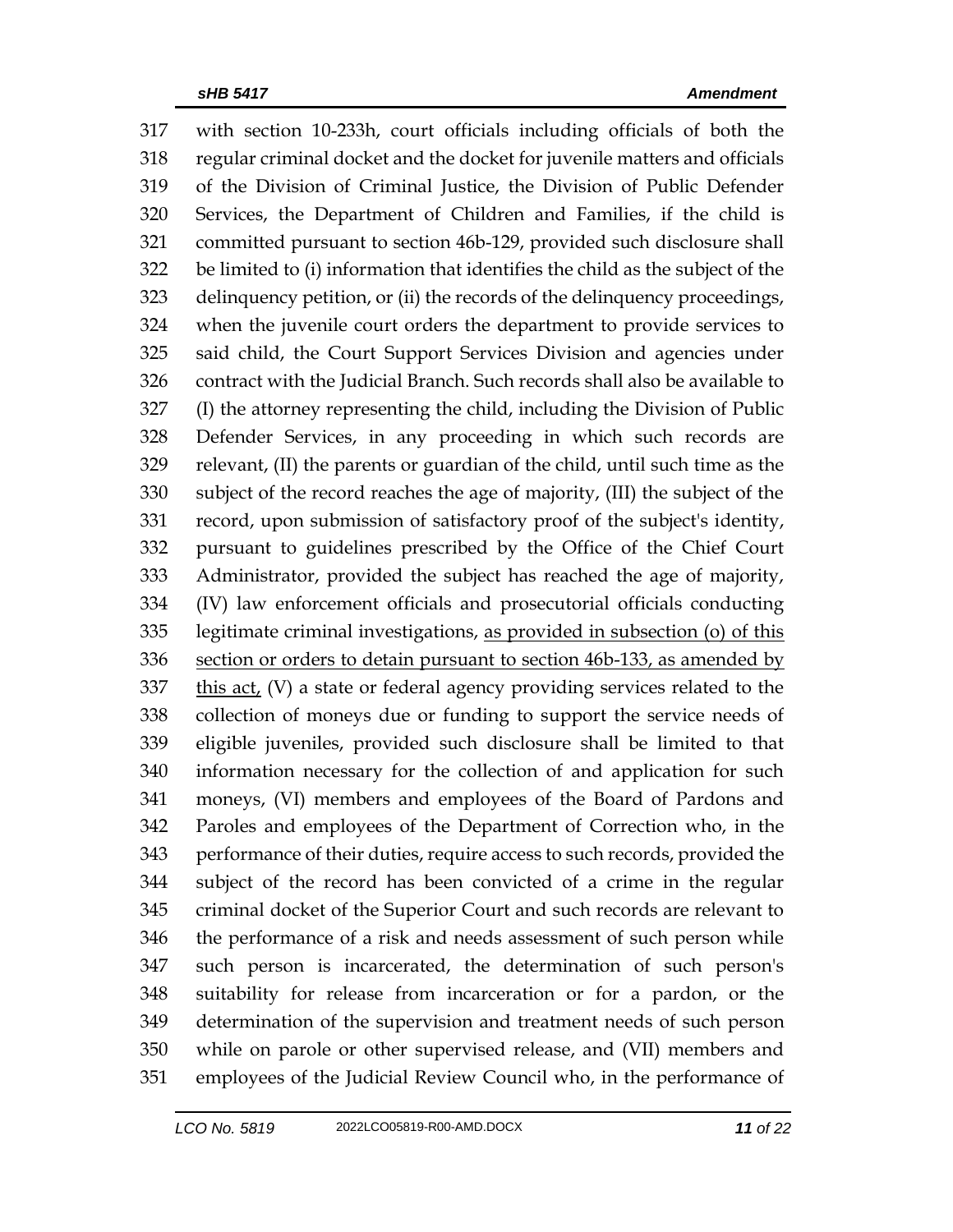with section 10-233h, court officials including officials of both the regular criminal docket and the docket for juvenile matters and officials of the Division of Criminal Justice, the Division of Public Defender Services, the Department of Children and Families, if the child is committed pursuant to section 46b-129, provided such disclosure shall be limited to (i) information that identifies the child as the subject of the delinquency petition, or (ii) the records of the delinquency proceedings, when the juvenile court orders the department to provide services to said child, the Court Support Services Division and agencies under contract with the Judicial Branch. Such records shall also be available to (I) the attorney representing the child, including the Division of Public Defender Services, in any proceeding in which such records are relevant, (II) the parents or guardian of the child, until such time as the subject of the record reaches the age of majority, (III) the subject of the record, upon submission of satisfactory proof of the subject's identity, pursuant to guidelines prescribed by the Office of the Chief Court Administrator, provided the subject has reached the age of majority, (IV) law enforcement officials and prosecutorial officials conducting legitimate criminal investigations, <u>as provided in subsection (o) of this section or orders to detain pursuant to section 46b-133, as amended by this act,</u> (V) a state or federal agency providing services related to the collection of moneys due or funding to support the service needs of eligible juveniles, provided such disclosure shall be limited to that information necessary for the collection of and application for such moneys, (VI) members and employees of the Board of Pardons and Paroles and employees of the Department of Correction who, in the performance of their duties, require access to such records, provided the subject of the record has been convicted of a crime in the regular criminal docket of the Superior Court and such records are relevant to the performance of a risk and needs assessment of such person while such person is incarcerated, the determination of such person's suitability for release from incarceration or for a pardon, or the determination of the supervision and treatment needs of such person while on parole or other supervised release, and (VII) members and employees of the Judicial Review Council who, in the performance of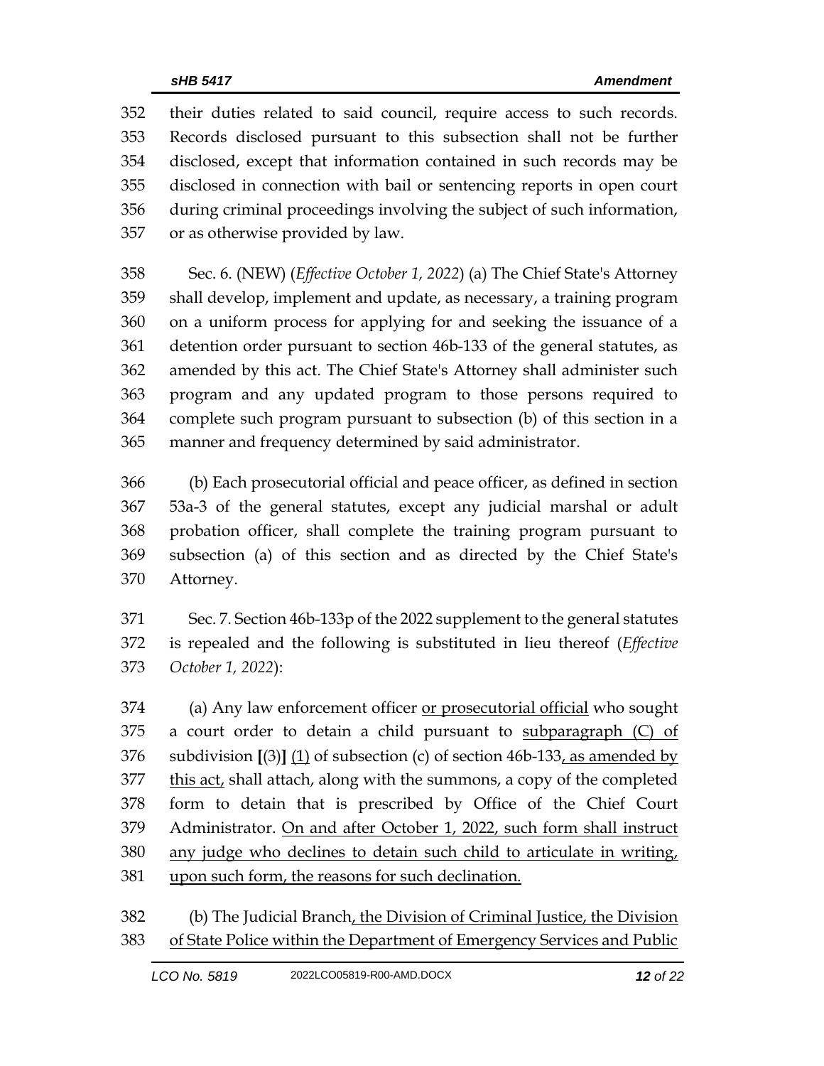their duties related to said council, require access to such records. Records disclosed pursuant to this subsection shall not be further disclosed, except that information contained in such records may be disclosed in connection with bail or sentencing reports in open court during criminal proceedings involving the subject of such information, or as otherwise provided by law.

Sec. 6. (NEW) (*Effective October 1, 2022*) (a) The Chief State's Attorney shall develop, implement and update, as necessary, a training program on a uniform process for applying for and seeking the issuance of a detention order pursuant to section 46b-133 of the general statutes, as amended by this act. The Chief State's Attorney shall administer such program and any updated program to those persons required to complete such program pursuant to subsection (b) of this section in a manner and frequency determined by said administrator.

(b) Each prosecutorial official and peace officer, as defined in section 53a-3 of the general statutes, except any judicial marshal or adult probation officer, shall complete the training program pursuant to subsection (a) of this section and as directed by the Chief State's Attorney.

Sec. 7. Section 46b-133p of the 2022 supplement to the general statutes is repealed and the following is substituted in lieu thereof (*Effective October 1, 2022*):

(a) Any law enforcement officer <u>or prosecutorial official</u> who sought a court order to detain a child pursuant to <u>subparagraph (C) of</u> subdivision **[**(3)**]** <u>(1)</u> of subsection (c) of section 46b-133<u>, as amended by this act,</u> shall attach, along with the summons, a copy of the completed form to detain that is prescribed by Office of the Chief Court Administrator. <u>On and after October 1, 2022, such form shall instruct any judge who declines to detain such child to articulate in writing, upon such form, the reasons for such declination.</u>

(b) The Judicial Branch<u>, the Division of Criminal Justice, the Division of State Police within the Department of Emergency Services and Public</u>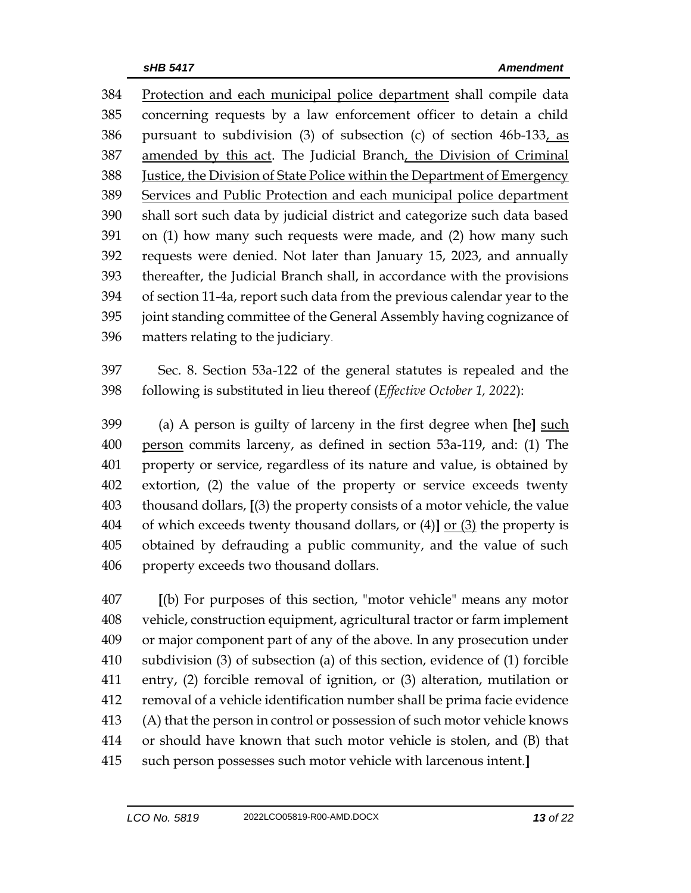384 Protection and each municipal police department shall compile data
385 concerning requests by a law enforcement officer to detain a child
386 pursuant to subdivision (3) of subsection (c) of section 46b-133, as
387 amended by this act. The Judicial Branch, the Division of Criminal
388 Justice, the Division of State Police within the Department of Emergency
389 Services and Public Protection and each municipal police department
390 shall sort such data by judicial district and categorize such data based
391 on (1) how many such requests were made, and (2) how many such
392 requests were denied. Not later than January 15, 2023, and annually
393 thereafter, the Judicial Branch shall, in accordance with the provisions
394 of section 11-4a, report such data from the previous calendar year to the
395 joint standing committee of the General Assembly having cognizance of
396 matters relating to the judiciary.

397 Sec. 8. Section 53a-122 of the general statutes is repealed and the
398 following is substituted in lieu thereof (*Effective October 1, 2022*):

399 (a) A person is guilty of larceny in the first degree when [he] such
400 person commits larceny, as defined in section 53a-119, and: (1) The
401 property or service, regardless of its nature and value, is obtained by
402 extortion, (2) the value of the property or service exceeds twenty
403 thousand dollars, [(3) the property consists of a motor vehicle, the value
404 of which exceeds twenty thousand dollars, or (4)] or (3) the property is
405 obtained by defrauding a public community, and the value of such
406 property exceeds two thousand dollars.

407 [(b) For purposes of this section, "motor vehicle" means any motor
408 vehicle, construction equipment, agricultural tractor or farm implement
409 or major component part of any of the above. In any prosecution under
410 subdivision (3) of subsection (a) of this section, evidence of (1) forcible
411 entry, (2) forcible removal of ignition, or (3) alteration, mutilation or
412 removal of a vehicle identification number shall be prima facie evidence
413 (A) that the person in control or possession of such motor vehicle knows
414 or should have known that such motor vehicle is stolen, and (B) that
415 such person possesses such motor vehicle with larcenous intent.]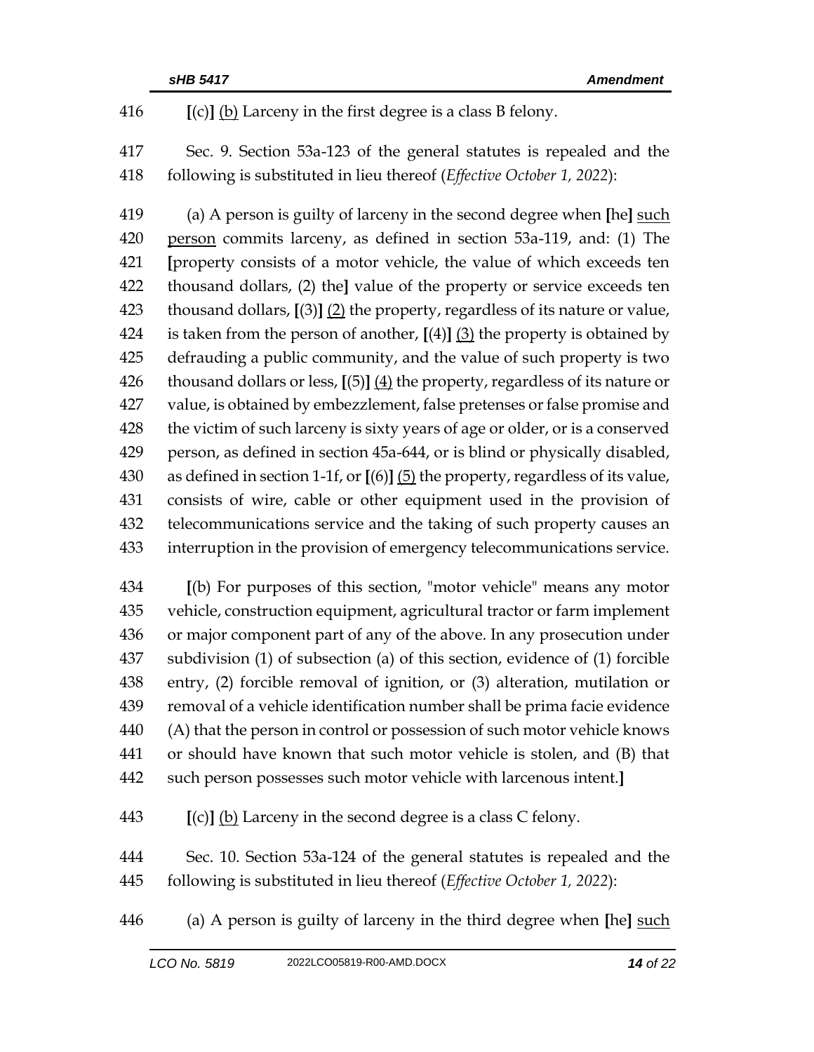416 **[**(c)**]** <u>(b)</u> Larceny in the first degree is a class B felony.

417 Sec. 9. Section 53a-123 of the general statutes is repealed and the
418 following is substituted in lieu thereof (*Effective October 1, 2022*):

419 (a) A person is guilty of larceny in the second degree when **[**he**]** <u>such</u>
420 <u>person</u> commits larceny, as defined in section 53a-119, and: (1) The
421 **[**property consists of a motor vehicle, the value of which exceeds ten
422 thousand dollars, (2) the**]** value of the property or service exceeds ten
423 thousand dollars, **[**(3)**]** <u>(2)</u> the property, regardless of its nature or value,
424 is taken from the person of another, **[**(4)**]** <u>(3)</u> the property is obtained by
425 defrauding a public community, and the value of such property is two
426 thousand dollars or less, **[**(5)**]** <u>(4)</u> the property, regardless of its nature or
427 value, is obtained by embezzlement, false pretenses or false promise and
428 the victim of such larceny is sixty years of age or older, or is a conserved
429 person, as defined in section 45a-644, or is blind or physically disabled,
430 as defined in section 1-1f, or **[**(6)**]** <u>(5)</u> the property, regardless of its value,
431 consists of wire, cable or other equipment used in the provision of
432 telecommunications service and the taking of such property causes an
433 interruption in the provision of emergency telecommunications service.

434 **[**(b) For purposes of this section, "motor vehicle" means any motor
435 vehicle, construction equipment, agricultural tractor or farm implement
436 or major component part of any of the above. In any prosecution under
437 subdivision (1) of subsection (a) of this section, evidence of (1) forcible
438 entry, (2) forcible removal of ignition, or (3) alteration, mutilation or
439 removal of a vehicle identification number shall be prima facie evidence
440 (A) that the person in control or possession of such motor vehicle knows
441 or should have known that such motor vehicle is stolen, and (B) that
442 such person possesses such motor vehicle with larcenous intent.**]**

443 **[**(c)**]** <u>(b)</u> Larceny in the second degree is a class C felony.

444 Sec. 10. Section 53a-124 of the general statutes is repealed and the
445 following is substituted in lieu thereof (*Effective October 1, 2022*):

446 (a) A person is guilty of larceny in the third degree when **[**he**]** <u>such</u>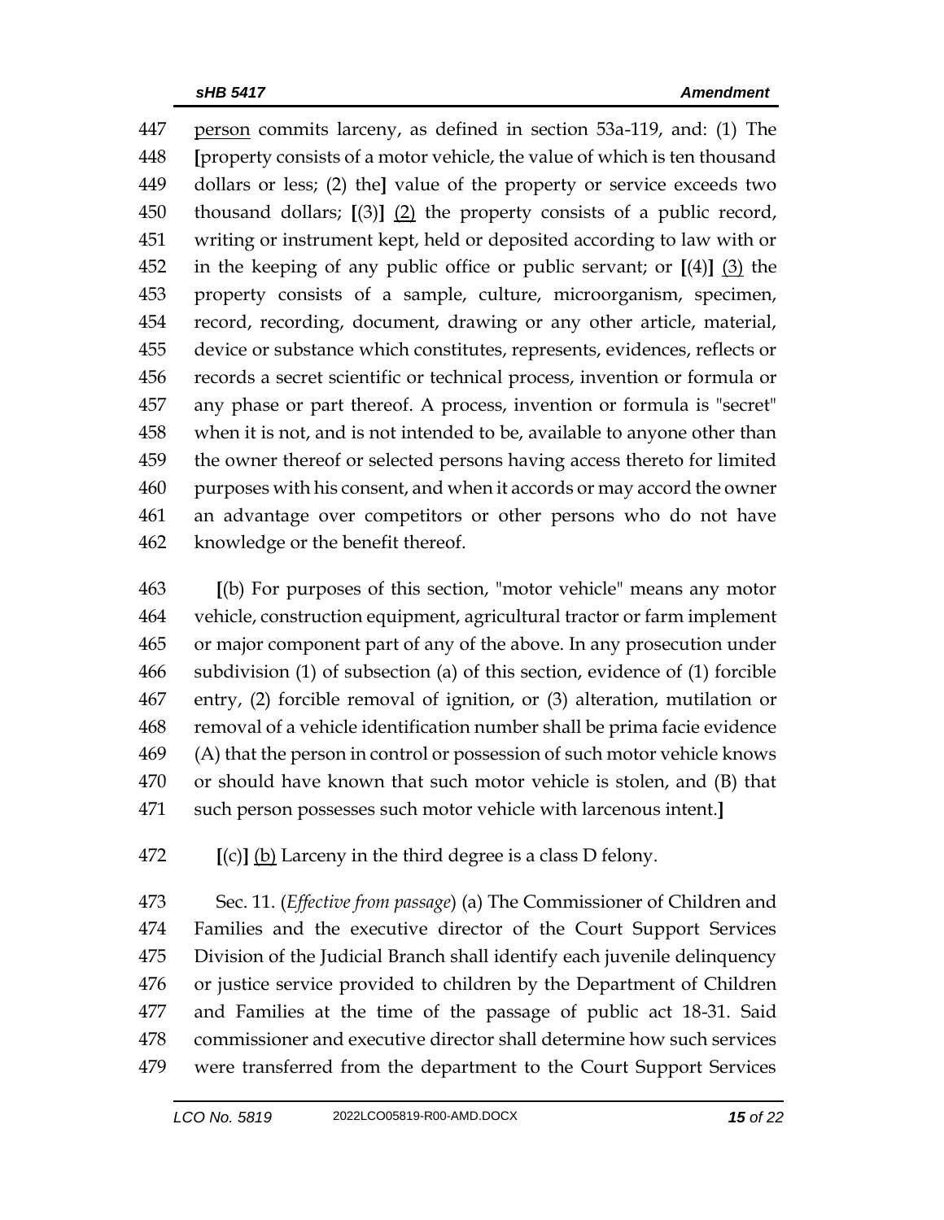person commits larceny, as defined in section 53a-119, and: (1) The [property consists of a motor vehicle, the value of which is ten thousand dollars or less; (2) the] value of the property or service exceeds two thousand dollars; [(3)] (2) the property consists of a public record, writing or instrument kept, held or deposited according to law with or in the keeping of any public office or public servant; or [(4)] (3) the property consists of a sample, culture, microorganism, specimen, record, recording, document, drawing or any other article, material, device or substance which constitutes, represents, evidences, reflects or records a secret scientific or technical process, invention or formula or any phase or part thereof. A process, invention or formula is "secret" when it is not, and is not intended to be, available to anyone other than the owner thereof or selected persons having access thereto for limited purposes with his consent, and when it accords or may accord the owner an advantage over competitors or other persons who do not have knowledge or the benefit thereof.

[(b) For purposes of this section, "motor vehicle" means any motor vehicle, construction equipment, agricultural tractor or farm implement or major component part of any of the above. In any prosecution under subdivision (1) of subsection (a) of this section, evidence of (1) forcible entry, (2) forcible removal of ignition, or (3) alteration, mutilation or removal of a vehicle identification number shall be prima facie evidence (A) that the person in control or possession of such motor vehicle knows or should have known that such motor vehicle is stolen, and (B) that such person possesses such motor vehicle with larcenous intent.]

[(c)] (b) Larceny in the third degree is a class D felony.

Sec. 11. (*Effective from passage*) (a) The Commissioner of Children and Families and the executive director of the Court Support Services Division of the Judicial Branch shall identify each juvenile delinquency or justice service provided to children by the Department of Children and Families at the time of the passage of public act 18-31. Said commissioner and executive director shall determine how such services were transferred from the department to the Court Support Services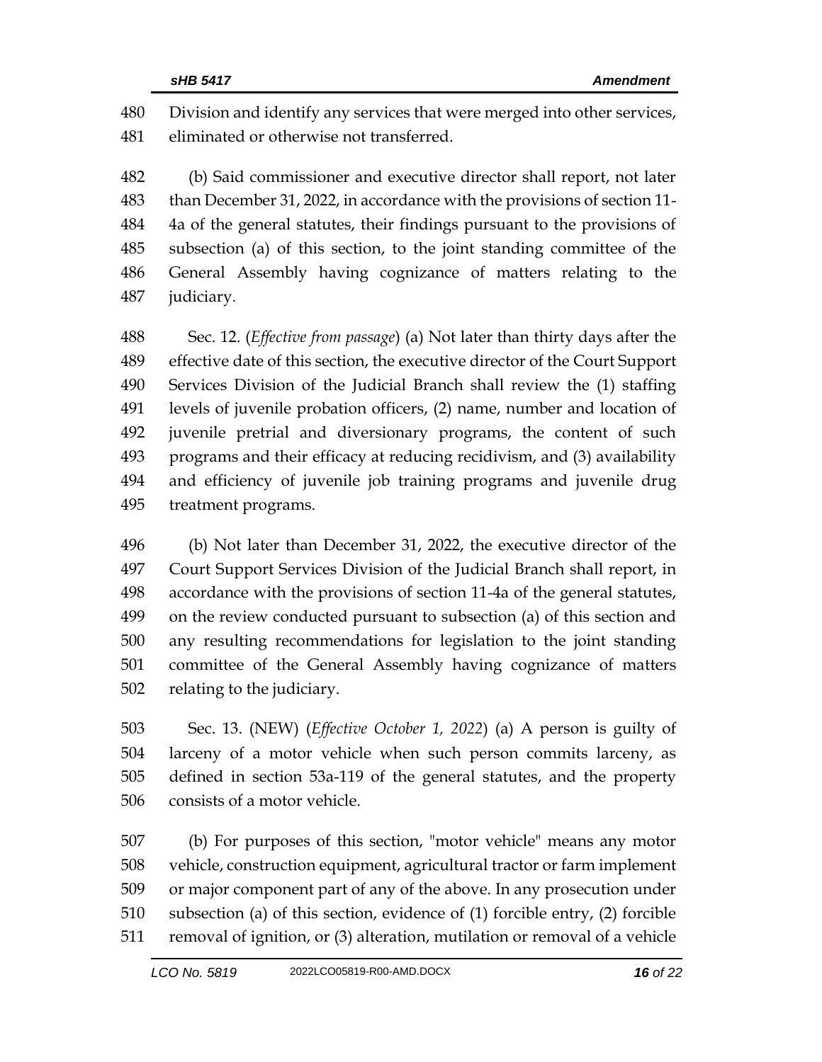Division and identify any services that were merged into other services, eliminated or otherwise not transferred.

(b) Said commissioner and executive director shall report, not later than December 31, 2022, in accordance with the provisions of section 11-4a of the general statutes, their findings pursuant to the provisions of subsection (a) of this section, to the joint standing committee of the General Assembly having cognizance of matters relating to the judiciary.

Sec. 12. (*Effective from passage*) (a) Not later than thirty days after the effective date of this section, the executive director of the Court Support Services Division of the Judicial Branch shall review the (1) staffing levels of juvenile probation officers, (2) name, number and location of juvenile pretrial and diversionary programs, the content of such programs and their efficacy at reducing recidivism, and (3) availability and efficiency of juvenile job training programs and juvenile drug treatment programs.

(b) Not later than December 31, 2022, the executive director of the Court Support Services Division of the Judicial Branch shall report, in accordance with the provisions of section 11-4a of the general statutes, on the review conducted pursuant to subsection (a) of this section and any resulting recommendations for legislation to the joint standing committee of the General Assembly having cognizance of matters relating to the judiciary.

Sec. 13. (NEW) (*Effective October 1, 2022*) (a) A person is guilty of larceny of a motor vehicle when such person commits larceny, as defined in section 53a-119 of the general statutes, and the property consists of a motor vehicle.

(b) For purposes of this section, "motor vehicle" means any motor vehicle, construction equipment, agricultural tractor or farm implement or major component part of any of the above. In any prosecution under subsection (a) of this section, evidence of (1) forcible entry, (2) forcible removal of ignition, or (3) alteration, mutilation or removal of a vehicle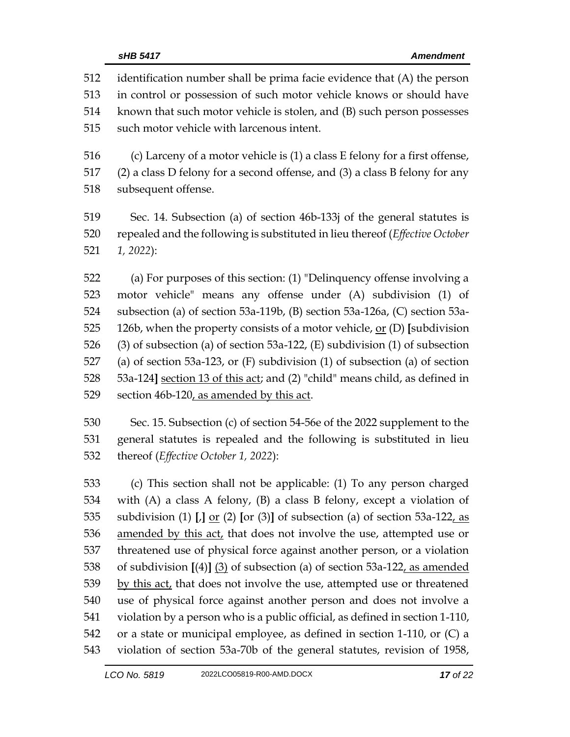identification number shall be prima facie evidence that (A) the person in control or possession of such motor vehicle knows or should have known that such motor vehicle is stolen, and (B) such person possesses such motor vehicle with larcenous intent.

(c) Larceny of a motor vehicle is (1) a class E felony for a first offense, (2) a class D felony for a second offense, and (3) a class B felony for any subsequent offense.

Sec. 14. Subsection (a) of section 46b-133j of the general statutes is repealed and the following is substituted in lieu thereof (*Effective October 1, 2022*):

(a) For purposes of this section: (1) "Delinquency offense involving a motor vehicle" means any offense under (A) subdivision (1) of subsection (a) of section 53a-119b, (B) section 53a-126a, (C) section 53a-126b, when the property consists of a motor vehicle, or (D) [subdivision (3) of subsection (a) of section 53a-122, (E) subdivision (1) of subsection (a) of section 53a-123, or (F) subdivision (1) of subsection (a) of section 53a-124] section 13 of this act; and (2) "child" means child, as defined in section 46b-120, as amended by this act.

Sec. 15. Subsection (c) of section 54-56e of the 2022 supplement to the general statutes is repealed and the following is substituted in lieu thereof (*Effective October 1, 2022*):

(c) This section shall not be applicable: (1) To any person charged with (A) a class A felony, (B) a class B felony, except a violation of subdivision (1) [,] or (2) [or (3)] of subsection (a) of section 53a-122, as amended by this act, that does not involve the use, attempted use or threatened use of physical force against another person, or a violation of subdivision [(4)] (3) of subsection (a) of section 53a-122, as amended by this act, that does not involve the use, attempted use or threatened use of physical force against another person and does not involve a violation by a person who is a public official, as defined in section 1-110, or a state or municipal employee, as defined in section 1-110, or (C) a violation of section 53a-70b of the general statutes, revision of 1958,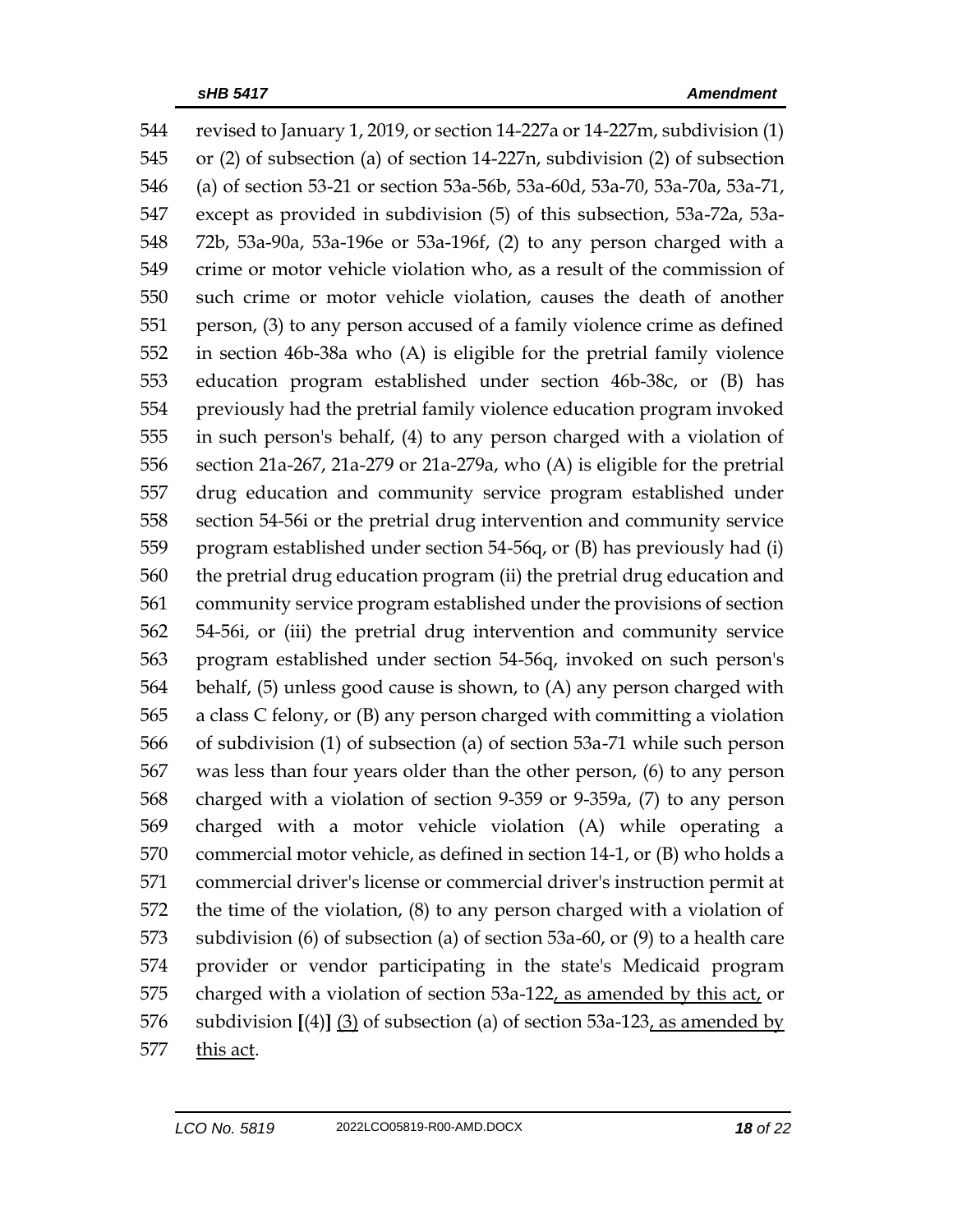544 revised to January 1, 2019, or section 14-227a or 14-227m, subdivision (1)
545 or (2) of subsection (a) of section 14-227n, subdivision (2) of subsection
546 (a) of section 53-21 or section 53a-56b, 53a-60d, 53a-70, 53a-70a, 53a-71,
547 except as provided in subdivision (5) of this subsection, 53a-72a, 53a-
548 72b, 53a-90a, 53a-196e or 53a-196f, (2) to any person charged with a
549 crime or motor vehicle violation who, as a result of the commission of
550 such crime or motor vehicle violation, causes the death of another
551 person, (3) to any person accused of a family violence crime as defined
552 in section 46b-38a who (A) is eligible for the pretrial family violence
553 education program established under section 46b-38c, or (B) has
554 previously had the pretrial family violence education program invoked
555 in such person's behalf, (4) to any person charged with a violation of
556 section 21a-267, 21a-279 or 21a-279a, who (A) is eligible for the pretrial
557 drug education and community service program established under
558 section 54-56i or the pretrial drug intervention and community service
559 program established under section 54-56q, or (B) has previously had (i)
560 the pretrial drug education program (ii) the pretrial drug education and
561 community service program established under the provisions of section
562 54-56i, or (iii) the pretrial drug intervention and community service
563 program established under section 54-56q, invoked on such person's
564 behalf, (5) unless good cause is shown, to (A) any person charged with
565 a class C felony, or (B) any person charged with committing a violation
566 of subdivision (1) of subsection (a) of section 53a-71 while such person
567 was less than four years older than the other person, (6) to any person
568 charged with a violation of section 9-359 or 9-359a, (7) to any person
569 charged with a motor vehicle violation (A) while operating a
570 commercial motor vehicle, as defined in section 14-1, or (B) who holds a
571 commercial driver's license or commercial driver's instruction permit at
572 the time of the violation, (8) to any person charged with a violation of
573 subdivision (6) of subsection (a) of section 53a-60, or (9) to a health care
574 provider or vendor participating in the state's Medicaid program
575 charged with a violation of section 53a-122<u>, as amended by this act,</u> or
576 subdivision **[**(4)**]** <u>(3)</u> of subsection (a) of section 53a-123<u>, as amended by</u>
577 <u>this act</u>.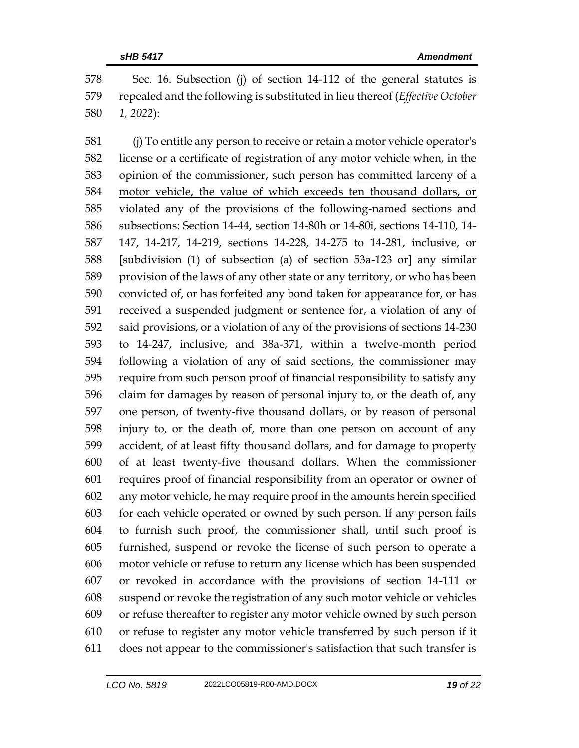Sec. 16. Subsection (j) of section 14-112 of the general statutes is repealed and the following is substituted in lieu thereof (*Effective October 1, 2022*):

(j) To entitle any person to receive or retain a motor vehicle operator's license or a certificate of registration of any motor vehicle when, in the opinion of the commissioner, such person has committed larceny of a motor vehicle, the value of which exceeds ten thousand dollars, or violated any of the provisions of the following-named sections and subsections: Section 14-44, section 14-80h or 14-80i, sections 14-110, 14-147, 14-217, 14-219, sections 14-228, 14-275 to 14-281, inclusive, or [subdivision (1) of subsection (a) of section 53a-123 or] any similar provision of the laws of any other state or any territory, or who has been convicted of, or has forfeited any bond taken for appearance for, or has received a suspended judgment or sentence for, a violation of any of said provisions, or a violation of any of the provisions of sections 14-230 to 14-247, inclusive, and 38a-371, within a twelve-month period following a violation of any of said sections, the commissioner may require from such person proof of financial responsibility to satisfy any claim for damages by reason of personal injury to, or the death of, any one person, of twenty-five thousand dollars, or by reason of personal injury to, or the death of, more than one person on account of any accident, of at least fifty thousand dollars, and for damage to property of at least twenty-five thousand dollars. When the commissioner requires proof of financial responsibility from an operator or owner of any motor vehicle, he may require proof in the amounts herein specified for each vehicle operated or owned by such person. If any person fails to furnish such proof, the commissioner shall, until such proof is furnished, suspend or revoke the license of such person to operate a motor vehicle or refuse to return any license which has been suspended or revoked in accordance with the provisions of section 14-111 or suspend or revoke the registration of any such motor vehicle or vehicles or refuse thereafter to register any motor vehicle owned by such person or refuse to register any motor vehicle transferred by such person if it does not appear to the commissioner's satisfaction that such transfer is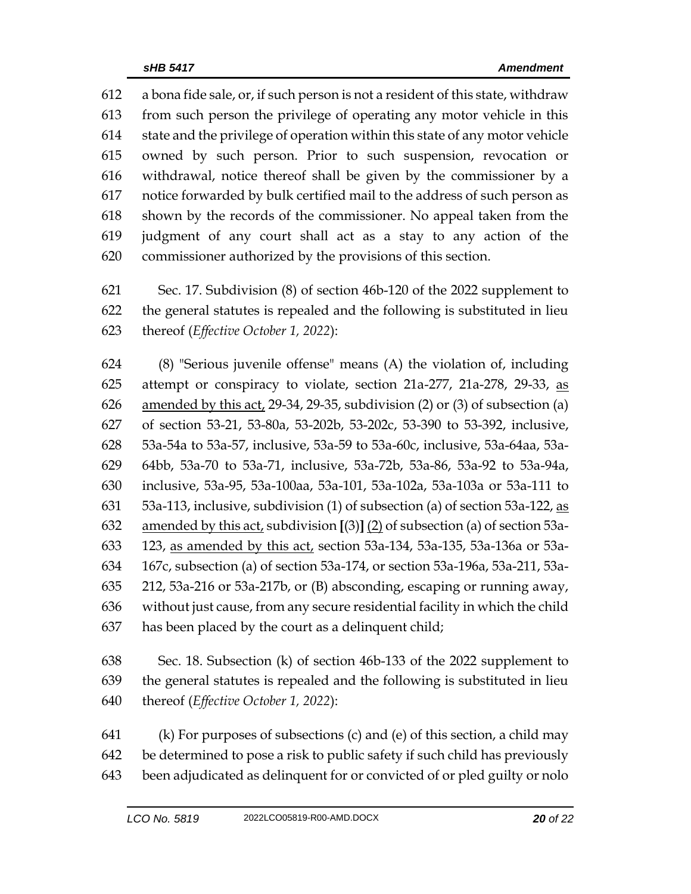612 a bona fide sale, or, if such person is not a resident of this state, withdraw
613 from such person the privilege of operating any motor vehicle in this
614 state and the privilege of operation within this state of any motor vehicle
615 owned by such person. Prior to such suspension, revocation or
616 withdrawal, notice thereof shall be given by the commissioner by a
617 notice forwarded by bulk certified mail to the address of such person as
618 shown by the records of the commissioner. No appeal taken from the
619 judgment of any court shall act as a stay to any action of the
620 commissioner authorized by the provisions of this section.

621 Sec. 17. Subdivision (8) of section 46b-120 of the 2022 supplement to
622 the general statutes is repealed and the following is substituted in lieu
623 thereof (*Effective October 1, 2022*):

624 (8) "Serious juvenile offense" means (A) the violation of, including
625 attempt or conspiracy to violate, section 21a-277, 21a-278, 29-33, <u>as</u>
626 <u>amended by this act,</u> 29-34, 29-35, subdivision (2) or (3) of subsection (a)
627 of section 53-21, 53-80a, 53-202b, 53-202c, 53-390 to 53-392, inclusive,
628 53a-54a to 53a-57, inclusive, 53a-59 to 53a-60c, inclusive, 53a-64aa, 53a-
629 64bb, 53a-70 to 53a-71, inclusive, 53a-72b, 53a-86, 53a-92 to 53a-94a,
630 inclusive, 53a-95, 53a-100aa, 53a-101, 53a-102a, 53a-103a or 53a-111 to
631 53a-113, inclusive, subdivision (1) of subsection (a) of section 53a-122, <u>as</u>
632 <u>amended by this act,</u> subdivision **[**(3)**]** <u>(2)</u> of subsection (a) of section 53a-
633 123, <u>as amended by this act,</u> section 53a-134, 53a-135, 53a-136a or 53a-
634 167c, subsection (a) of section 53a-174, or section 53a-196a, 53a-211, 53a-
635 212, 53a-216 or 53a-217b, or (B) absconding, escaping or running away,
636 without just cause, from any secure residential facility in which the child
637 has been placed by the court as a delinquent child;

638 Sec. 18. Subsection (k) of section 46b-133 of the 2022 supplement to
639 the general statutes is repealed and the following is substituted in lieu
640 thereof (*Effective October 1, 2022*):

641 (k) For purposes of subsections (c) and (e) of this section, a child may
642 be determined to pose a risk to public safety if such child has previously
643 been adjudicated as delinquent for or convicted of or pled guilty or nolo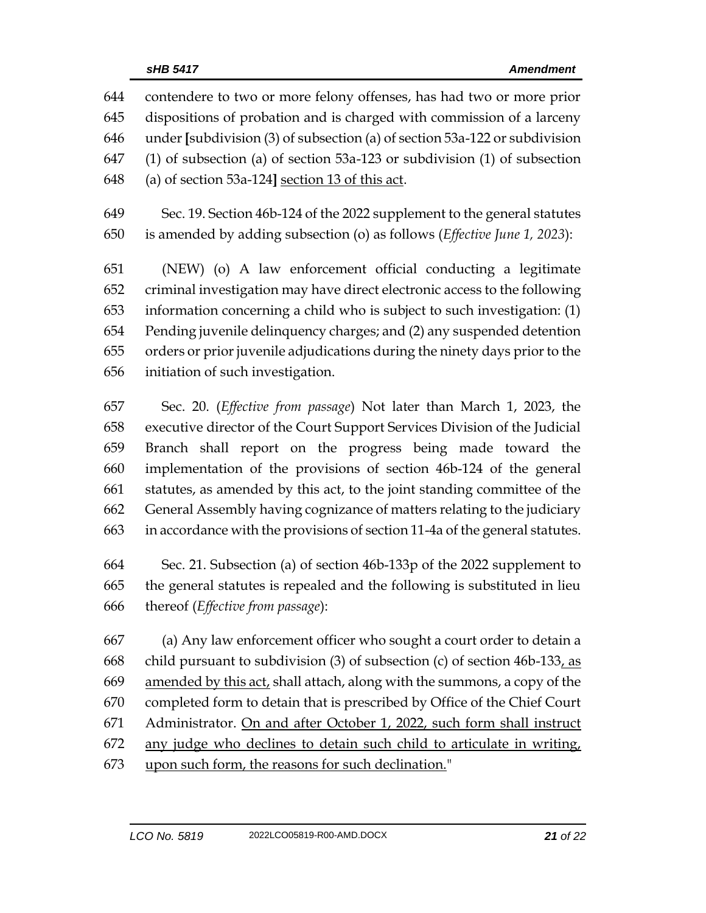644 contendere to two or more felony offenses, has had two or more prior
645 dispositions of probation and is charged with commission of a larceny
646 under **[**subdivision (3) of subsection (a) of section 53a-122 or subdivision
647 (1) of subsection (a) of section 53a-123 or subdivision (1) of subsection
648 (a) of section 53a-124**]** <u>section 13 of this act</u>.

649 Sec. 19. Section 46b-124 of the 2022 supplement to the general statutes
650 is amended by adding subsection (o) as follows (*Effective June 1, 2023*):

651 (NEW) (o) A law enforcement official conducting a legitimate
652 criminal investigation may have direct electronic access to the following
653 information concerning a child who is subject to such investigation: (1)
654 Pending juvenile delinquency charges; and (2) any suspended detention
655 orders or prior juvenile adjudications during the ninety days prior to the
656 initiation of such investigation.

657 Sec. 20. (*Effective from passage*) Not later than March 1, 2023, the
658 executive director of the Court Support Services Division of the Judicial
659 Branch shall report on the progress being made toward the
660 implementation of the provisions of section 46b-124 of the general
661 statutes, as amended by this act, to the joint standing committee of the
662 General Assembly having cognizance of matters relating to the judiciary
663 in accordance with the provisions of section 11-4a of the general statutes.

664 Sec. 21. Subsection (a) of section 46b-133p of the 2022 supplement to
665 the general statutes is repealed and the following is substituted in lieu
666 thereof (*Effective from passage*):

667 (a) Any law enforcement officer who sought a court order to detain a
668 child pursuant to subdivision (3) of subsection (c) of section 46b-133<u>, as</u>
669 <u>amended by this act,</u> shall attach, along with the summons, a copy of the
670 completed form to detain that is prescribed by Office of the Chief Court
671 Administrator. <u>On and after October 1, 2022, such form shall instruct</u>
672 <u>any judge who declines to detain such child to articulate in writing,</u>
673 <u>upon such form, the reasons for such declination.</u>"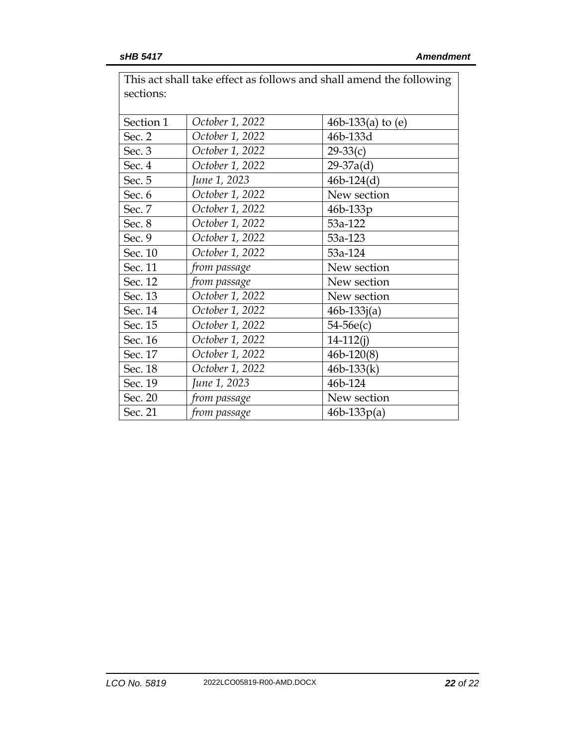This act shall take effect as follows and shall amend the following sections:

| | | |
|---|---|---|
| Section 1 | *October 1, 2022* | 46b-133(a) to (e) |
| Sec. 2 | *October 1, 2022* | 46b-133d |
| Sec. 3 | *October 1, 2022* | 29-33(c) |
| Sec. 4 | *October 1, 2022* | 29-37a(d) |
| Sec. 5 | *June 1, 2023* | 46b-124(d) |
| Sec. 6 | *October 1, 2022* | New section |
| Sec. 7 | *October 1, 2022* | 46b-133p |
| Sec. 8 | *October 1, 2022* | 53a-122 |
| Sec. 9 | *October 1, 2022* | 53a-123 |
| Sec. 10 | *October 1, 2022* | 53a-124 |
| Sec. 11 | *from passage* | New section |
| Sec. 12 | *from passage* | New section |
| Sec. 13 | *October 1, 2022* | New section |
| Sec. 14 | *October 1, 2022* | 46b-133j(a) |
| Sec. 15 | *October 1, 2022* | 54-56e(c) |
| Sec. 16 | *October 1, 2022* | 14-112(j) |
| Sec. 17 | *October 1, 2022* | 46b-120(8) |
| Sec. 18 | *October 1, 2022* | 46b-133(k) |
| Sec. 19 | *June 1, 2023* | 46b-124 |
| Sec. 20 | *from passage* | New section |
| Sec. 21 | *from passage* | 46b-133p(a) |